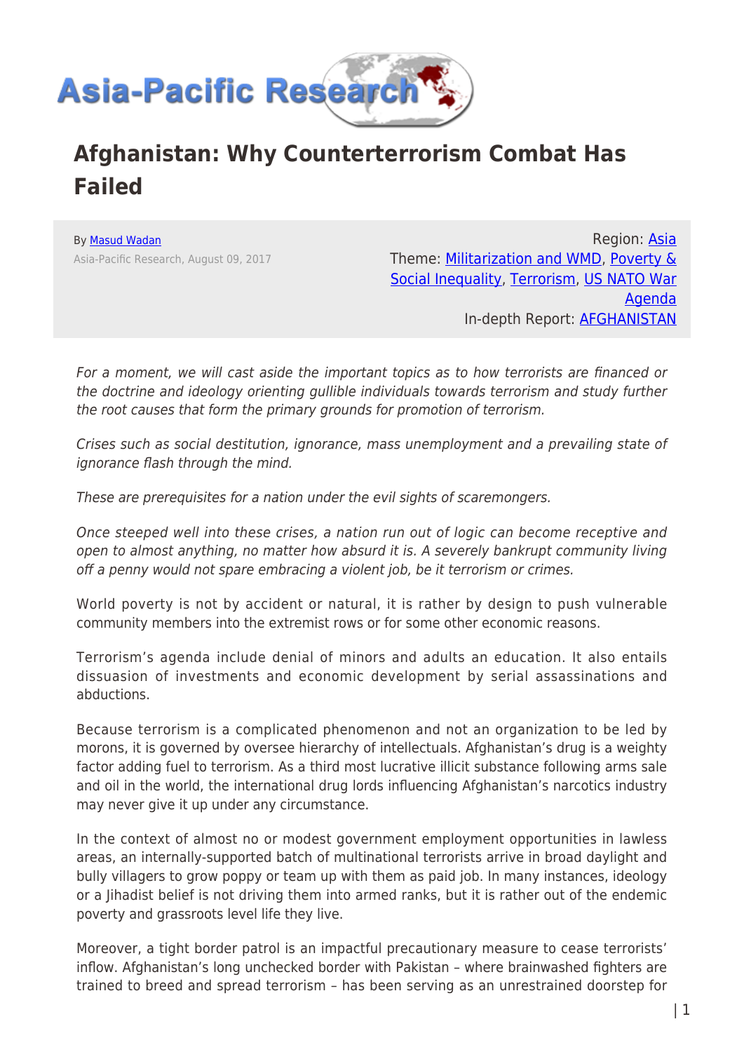# Afghanistan: Why Counterterrorism Combat Has Failed

By Masud Wadan

Asia-Pacific Research, August 09, 2017

Region: Asia
Theme: Militarization and WMD, Poverty & Social Inequality, Terrorism, US NATO War Agenda
In-depth Report: AFGHANISTAN

*For a moment, we will cast aside the important topics as to how terrorists are financed or the doctrine and ideology orienting gullible individuals towards terrorism and study further the root causes that form the primary grounds for promotion of terrorism.*

*Crises such as social destitution, ignorance, mass unemployment and a prevailing state of ignorance flash through the mind.*

*These are prerequisites for a nation under the evil sights of scaremongers.*

*Once steeped well into these crises, a nation run out of logic can become receptive and open to almost anything, no matter how absurd it is. A severely bankrupt community living off a penny would not spare embracing a violent job, be it terrorism or crimes.*

World poverty is not by accident or natural, it is rather by design to push vulnerable community members into the extremist rows or for some other economic reasons.

Terrorism's agenda include denial of minors and adults an education. It also entails dissuasion of investments and economic development by serial assassinations and abductions.

Because terrorism is a complicated phenomenon and not an organization to be led by morons, it is governed by oversee hierarchy of intellectuals. Afghanistan's drug is a weighty factor adding fuel to terrorism. As a third most lucrative illicit substance following arms sale and oil in the world, the international drug lords influencing Afghanistan's narcotics industry may never give it up under any circumstance.

In the context of almost no or modest government employment opportunities in lawless areas, an internally-supported batch of multinational terrorists arrive in broad daylight and bully villagers to grow poppy or team up with them as paid job. In many instances, ideology or a Jihadist belief is not driving them into armed ranks, but it is rather out of the endemic poverty and grassroots level life they live.

Moreover, a tight border patrol is an impactful precautionary measure to cease terrorists' inflow. Afghanistan's long unchecked border with Pakistan – where brainwashed fighters are trained to breed and spread terrorism – has been serving as an unrestrained doorstep for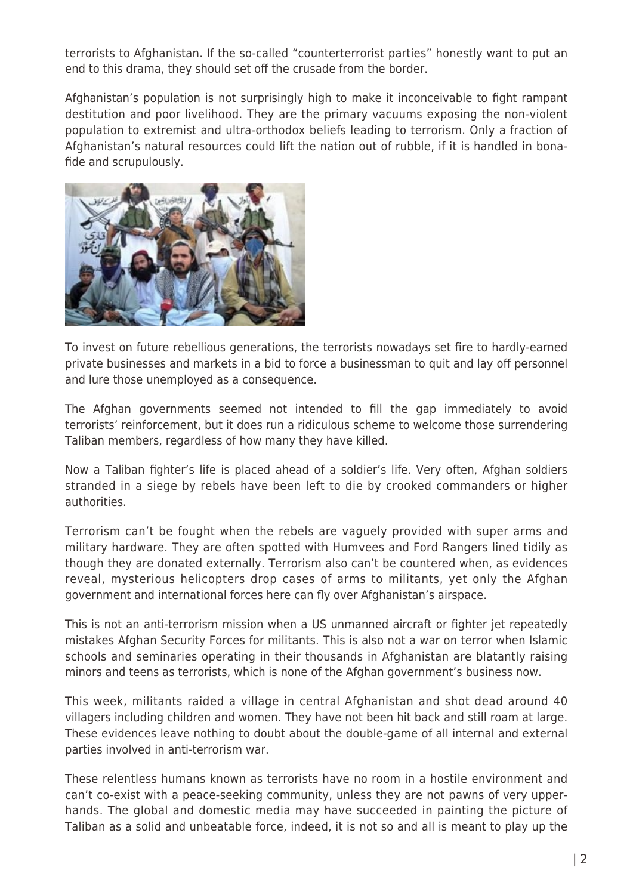terrorists to Afghanistan. If the so-called "counterterrorist parties" honestly want to put an end to this drama, they should set off the crusade from the border.

Afghanistan's population is not surprisingly high to make it inconceivable to fight rampant destitution and poor livelihood. They are the primary vacuums exposing the non-violent population to extremist and ultra-orthodox beliefs leading to terrorism. Only a fraction of Afghanistan's natural resources could lift the nation out of rubble, if it is handled in bona-fide and scrupulously.

To invest on future rebellious generations, the terrorists nowadays set fire to hardly-earned private businesses and markets in a bid to force a businessman to quit and lay off personnel and lure those unemployed as a consequence.

The Afghan governments seemed not intended to fill the gap immediately to avoid terrorists' reinforcement, but it does run a ridiculous scheme to welcome those surrendering Taliban members, regardless of how many they have killed.

Now a Taliban fighter's life is placed ahead of a soldier's life. Very often, Afghan soldiers stranded in a siege by rebels have been left to die by crooked commanders or higher authorities.

Terrorism can't be fought when the rebels are vaguely provided with super arms and military hardware. They are often spotted with Humvees and Ford Rangers lined tidily as though they are donated externally. Terrorism also can't be countered when, as evidences reveal, mysterious helicopters drop cases of arms to militants, yet only the Afghan government and international forces here can fly over Afghanistan's airspace.

This is not an anti-terrorism mission when a US unmanned aircraft or fighter jet repeatedly mistakes Afghan Security Forces for militants. This is also not a war on terror when Islamic schools and seminaries operating in their thousands in Afghanistan are blatantly raising minors and teens as terrorists, which is none of the Afghan government's business now.

This week, militants raided a village in central Afghanistan and shot dead around 40 villagers including children and women. They have not been hit back and still roam at large. These evidences leave nothing to doubt about the double-game of all internal and external parties involved in anti-terrorism war.

These relentless humans known as terrorists have no room in a hostile environment and can't co-exist with a peace-seeking community, unless they are not pawns of very upper-hands. The global and domestic media may have succeeded in painting the picture of Taliban as a solid and unbeatable force, indeed, it is not so and all is meant to play up the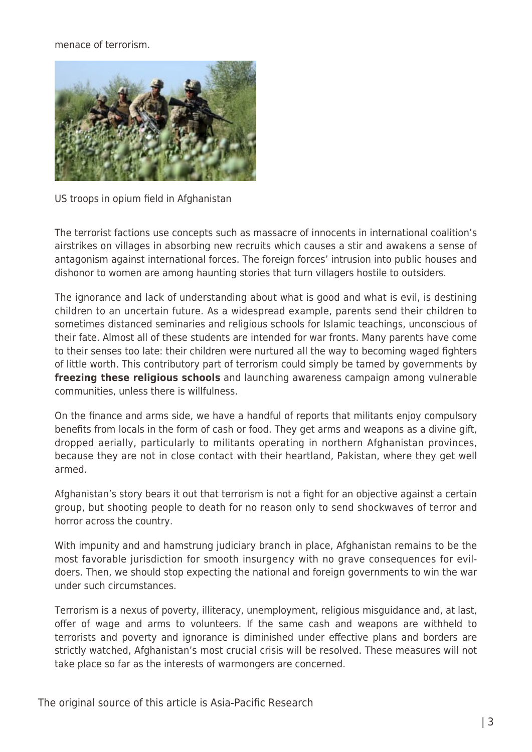menace of terrorism.

US troops in opium field in Afghanistan

The terrorist factions use concepts such as massacre of innocents in international coalition's airstrikes on villages in absorbing new recruits which causes a stir and awakens a sense of antagonism against international forces. The foreign forces' intrusion into public houses and dishonor to women are among haunting stories that turn villagers hostile to outsiders.

The ignorance and lack of understanding about what is good and what is evil, is destining children to an uncertain future. As a widespread example, parents send their children to sometimes distanced seminaries and religious schools for Islamic teachings, unconscious of their fate. Almost all of these students are intended for war fronts. Many parents have come to their senses too late: their children were nurtured all the way to becoming waged fighters of little worth. This contributory part of terrorism could simply be tamed by governments by **freezing these religious schools** and launching awareness campaign among vulnerable communities, unless there is willfulness.

On the finance and arms side, we have a handful of reports that militants enjoy compulsory benefits from locals in the form of cash or food. They get arms and weapons as a divine gift, dropped aerially, particularly to militants operating in northern Afghanistan provinces, because they are not in close contact with their heartland, Pakistan, where they get well armed.

Afghanistan's story bears it out that terrorism is not a fight for an objective against a certain group, but shooting people to death for no reason only to send shockwaves of terror and horror across the country.

With impunity and and hamstrung judiciary branch in place, Afghanistan remains to be the most favorable jurisdiction for smooth insurgency with no grave consequences for evil-doers. Then, we should stop expecting the national and foreign governments to win the war under such circumstances.

Terrorism is a nexus of poverty, illiteracy, unemployment, religious misguidance and, at last, offer of wage and arms to volunteers. If the same cash and weapons are withheld to terrorists and poverty and ignorance is diminished under effective plans and borders are strictly watched, Afghanistan's most crucial crisis will be resolved. These measures will not take place so far as the interests of warmongers are concerned.

The original source of this article is Asia-Pacific Research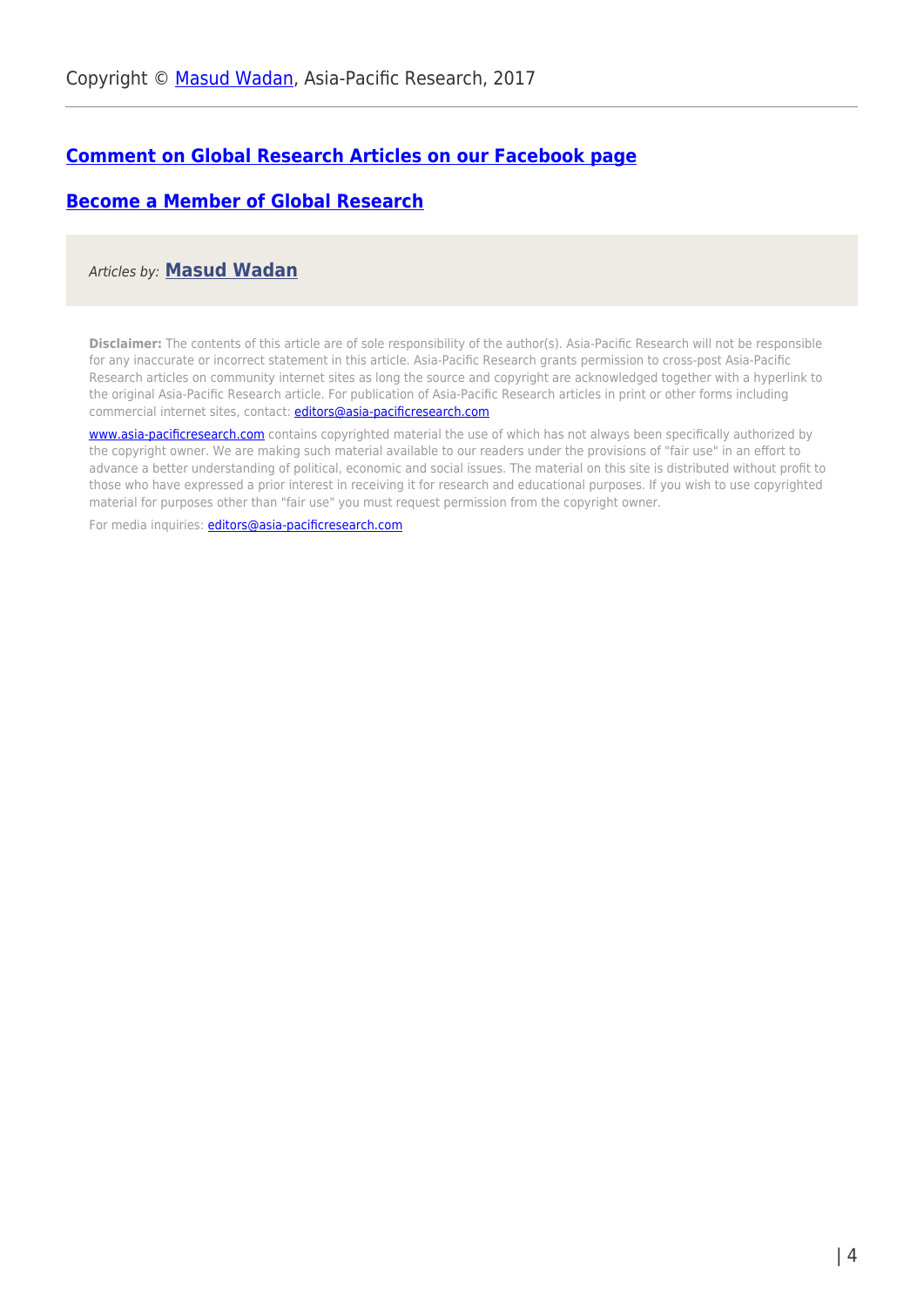Copyright © Masud Wadan, Asia-Pacific Research, 2017

---

**Comment on Global Research Articles on our Facebook page**

**Become a Member of Global Research**

*Articles by:* **Masud Wadan**

**Disclaimer:** The contents of this article are of sole responsibility of the author(s). Asia-Pacific Research will not be responsible for any inaccurate or incorrect statement in this article. Asia-Pacific Research grants permission to cross-post Asia-Pacific Research articles on community internet sites as long the source and copyright are acknowledged together with a hyperlink to the original Asia-Pacific Research article. For publication of Asia-Pacific Research articles in print or other forms including commercial internet sites, contact: editors@asia-pacificresearch.com

www.asia-pacificresearch.com contains copyrighted material the use of which has not always been specifically authorized by the copyright owner. We are making such material available to our readers under the provisions of "fair use" in an effort to advance a better understanding of political, economic and social issues. The material on this site is distributed without profit to those who have expressed a prior interest in receiving it for research and educational purposes. If you wish to use copyrighted material for purposes other than "fair use" you must request permission from the copyright owner.

For media inquiries: editors@asia-pacificresearch.com